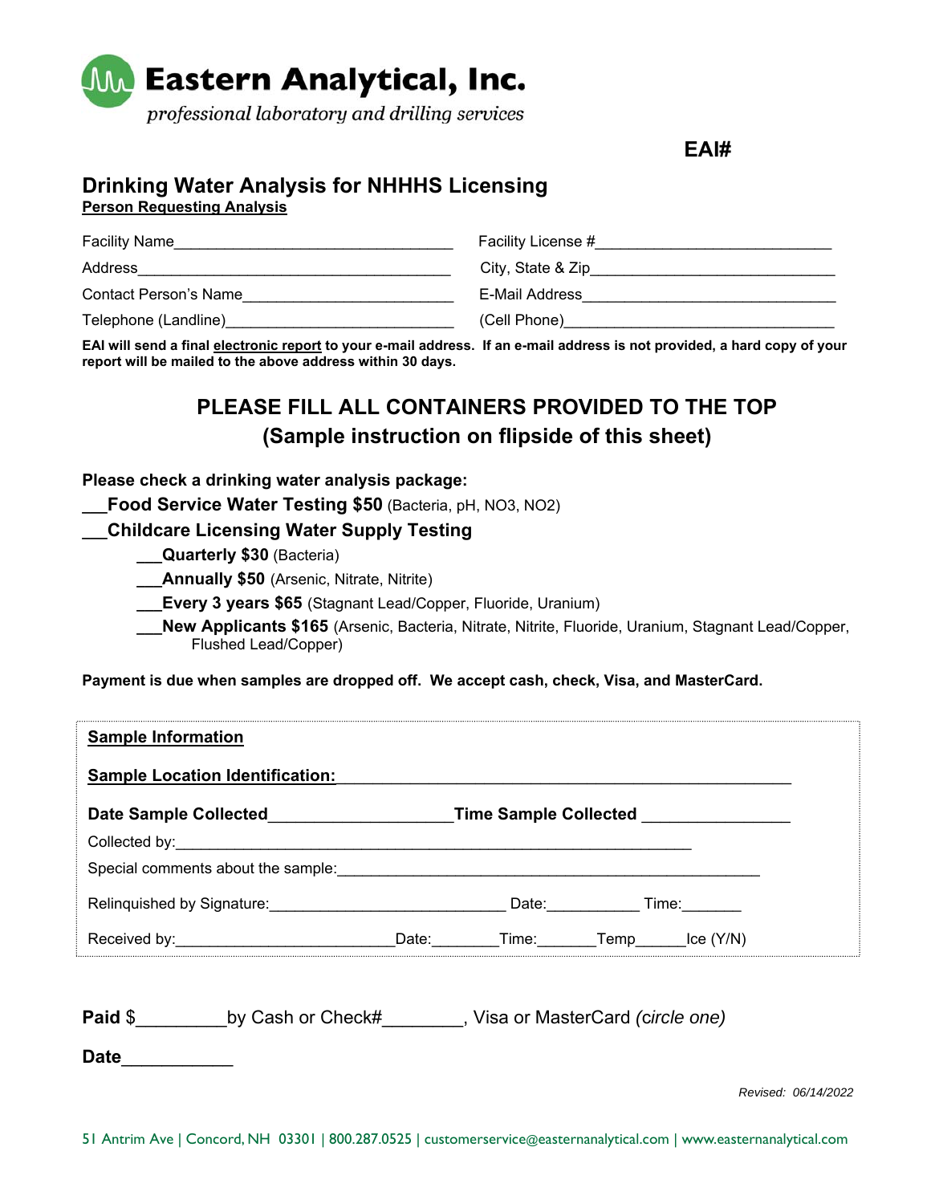**Eastern Analytical, Inc.**

*professional laboratory and drilling services*

**EAI#**

## Drinking Water Analysis for NHHHS Licensing

**Person Requesting Analysis**

Facility Name_________________________________ Facility License #___________________________

Address_____________________________________ City, State & Zip____________________________

Contact Person's Name_________________________ E-Mail Address______________________________

Telephone (Landline)___________________________ (Cell Phone)________________________________

**EAI will send a final electronic report to your e-mail address. If an e-mail address is not provided, a hard copy of your report will be mailed to the above address within 30 days.**

### PLEASE FILL ALL CONTAINERS PROVIDED TO THE TOP
### (Sample instruction on flipside of this sheet)

**Please check a drinking water analysis package:**

___**Food Service Water Testing $50** (Bacteria, pH, NO3, NO2)

___**Childcare Licensing Water Supply Testing**

- ___**Quarterly $30** (Bacteria)
- ___**Annually $50** (Arsenic, Nitrate, Nitrite)
- ___**Every 3 years $65** (Stagnant Lead/Copper, Fluoride, Uranium)
- ___**New Applicants $165** (Arsenic, Bacteria, Nitrate, Nitrite, Fluoride, Uranium, Stagnant Lead/Copper, Flushed Lead/Copper)

**Payment is due when samples are dropped off. We accept cash, check, Visa, and MasterCard.**

**Sample Information**

**Sample Location Identification:**_____________________________________________

**Date Sample Collected**___________________**Time Sample Collected** _______________

Collected by:___________________________________________________________

Special comments about the sample:_______________________________________________

Relinquished by Signature:___________________________ Date:___________ Time:_______

Received by:_________________________Date:________Time:_______Temp______Ice (Y/N)

**Paid** $_________by Cash or Check#________, Visa or MasterCard *(circle one)*

**Date**___________

*Revised: 06/14/2022*

51 Antrim Ave | Concord, NH 03301 | 800.287.0525 | customerservice@easternanalytical.com | www.easternanalytical.com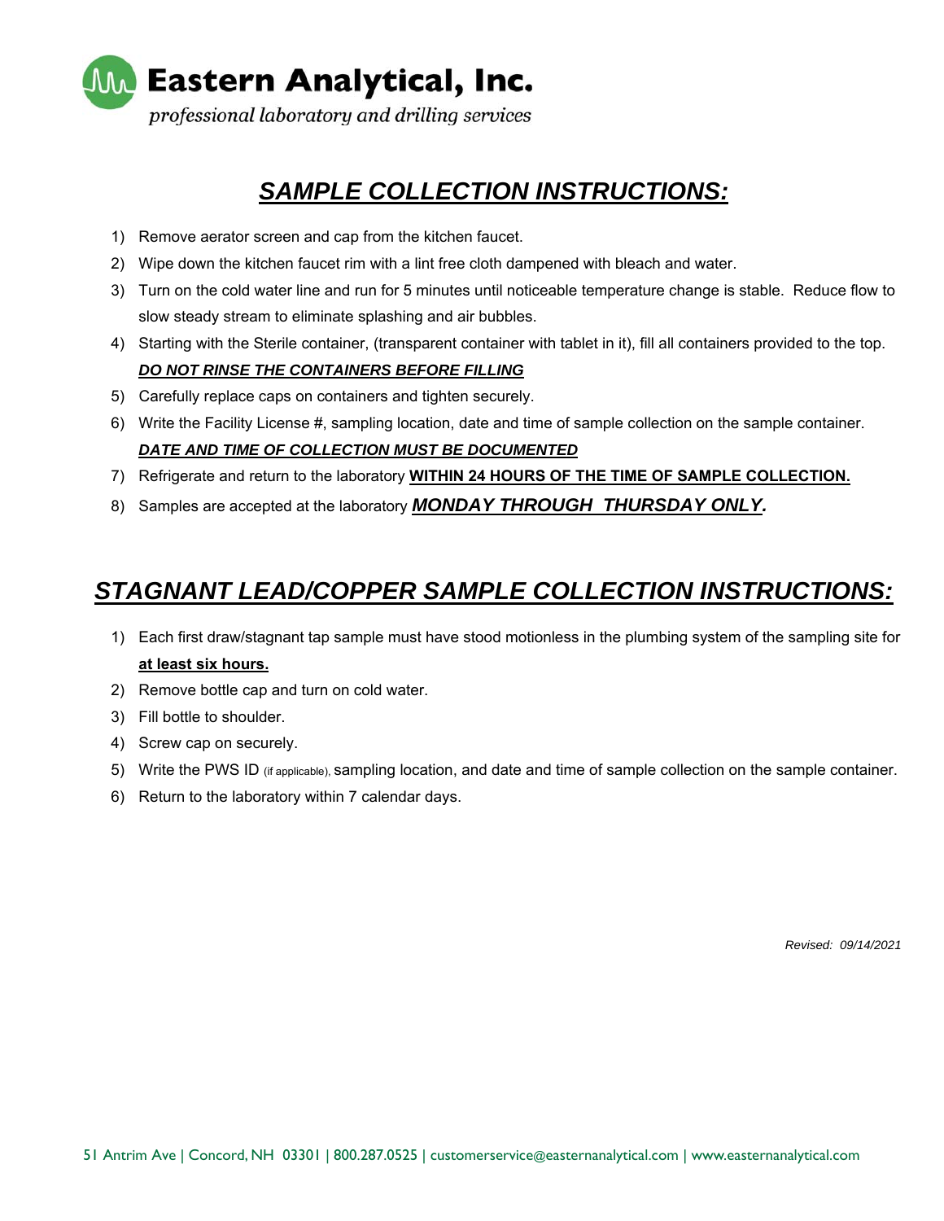**Eastern Analytical, Inc.**

*professional laboratory and drilling services*

# ***SAMPLE COLLECTION INSTRUCTIONS:***

1) Remove aerator screen and cap from the kitchen faucet.
2) Wipe down the kitchen faucet rim with a lint free cloth dampened with bleach and water.
3) Turn on the cold water line and run for 5 minutes until noticeable temperature change is stable. Reduce flow to slow steady stream to eliminate splashing and air bubbles.
4) Starting with the Sterile container, (transparent container with tablet in it), fill all containers provided to the top.
   ***DO NOT RINSE THE CONTAINERS BEFORE FILLING***
5) Carefully replace caps on containers and tighten securely.
6) Write the Facility License #, sampling location, date and time of sample collection on the sample container.
   ***DATE AND TIME OF COLLECTION MUST BE DOCUMENTED***
7) Refrigerate and return to the laboratory **WITHIN 24 HOURS OF THE TIME OF SAMPLE COLLECTION.**
8) Samples are accepted at the laboratory ***MONDAY THROUGH THURSDAY ONLY.***

# ***STAGNANT LEAD/COPPER SAMPLE COLLECTION INSTRUCTIONS:***

1) Each first draw/stagnant tap sample must have stood motionless in the plumbing system of the sampling site for **at least six hours.**
2) Remove bottle cap and turn on cold water.
3) Fill bottle to shoulder.
4) Screw cap on securely.
5) Write the PWS ID (if applicable), sampling location, and date and time of sample collection on the sample container.
6) Return to the laboratory within 7 calendar days.

*Revised: 09/14/2021*

51 Antrim Ave | Concord, NH 03301 | 800.287.0525 | customerservice@easternanalytical.com | www.easternanalytical.com